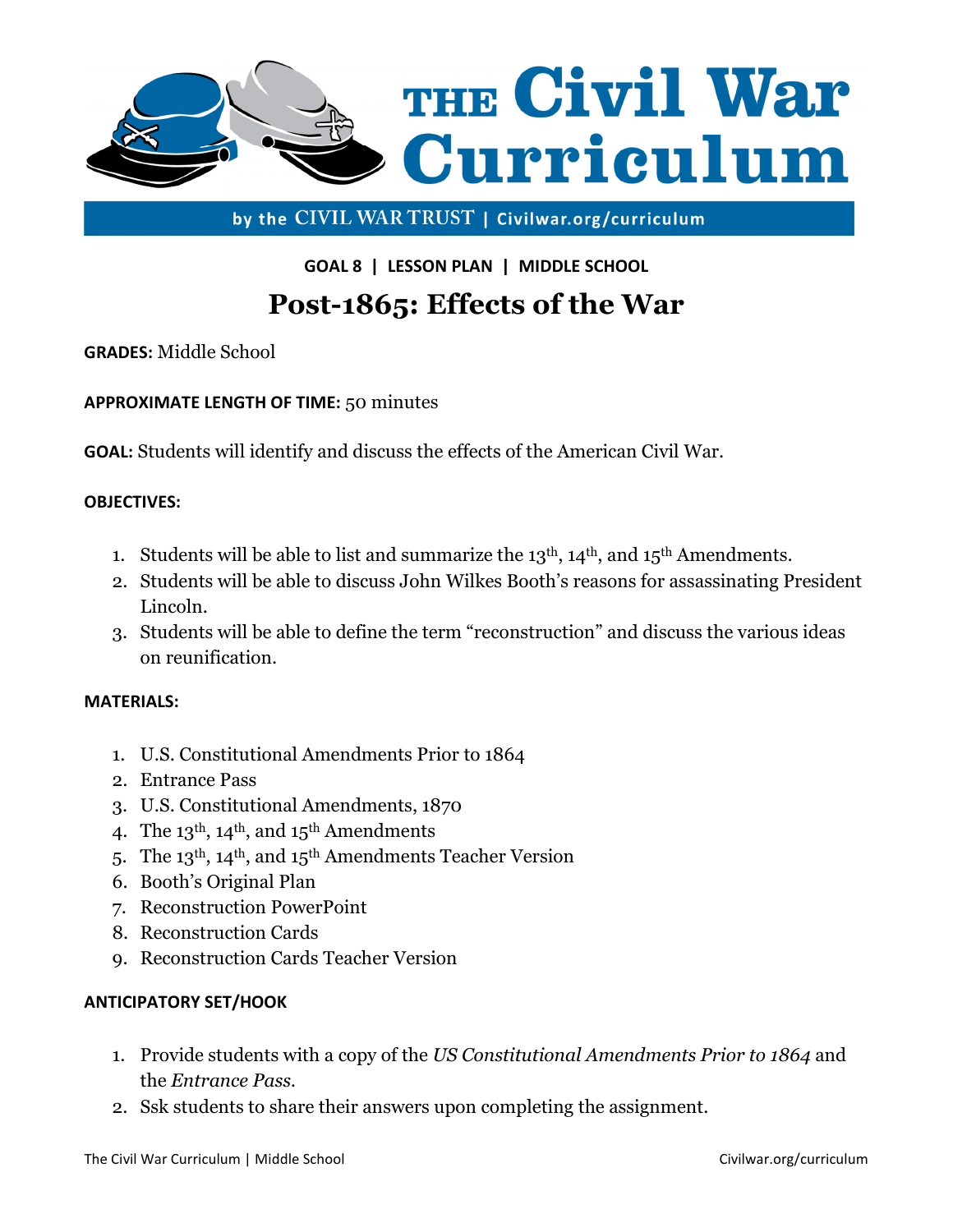# THE Civil War Curriculum

by the CIVIL WAR TRUST | Civilwar.org/curriculum

**GOAL 8 | LESSON PLAN | MIDDLE SCHOOL**

## Post-1865: Effects of the War

**GRADES:** Middle School

**APPROXIMATE LENGTH OF TIME:** 50 minutes

**GOAL:** Students will identify and discuss the effects of the American Civil War.

**OBJECTIVES:**

1. Students will be able to list and summarize the 13th, 14th, and 15th Amendments.
2. Students will be able to discuss John Wilkes Booth's reasons for assassinating President Lincoln.
3. Students will be able to define the term "reconstruction" and discuss the various ideas on reunification.

**MATERIALS:**

1. U.S. Constitutional Amendments Prior to 1864
2. Entrance Pass
3. U.S. Constitutional Amendments, 1870
4. The 13th, 14th, and 15th Amendments
5. The 13th, 14th, and 15th Amendments Teacher Version
6. Booth's Original Plan
7. Reconstruction PowerPoint
8. Reconstruction Cards
9. Reconstruction Cards Teacher Version

**ANTICIPATORY SET/HOOK**

1. Provide students with a copy of the *US Constitutional Amendments Prior to 1864* and the *Entrance Pass.*
2. Ssk students to share their answers upon completing the assignment.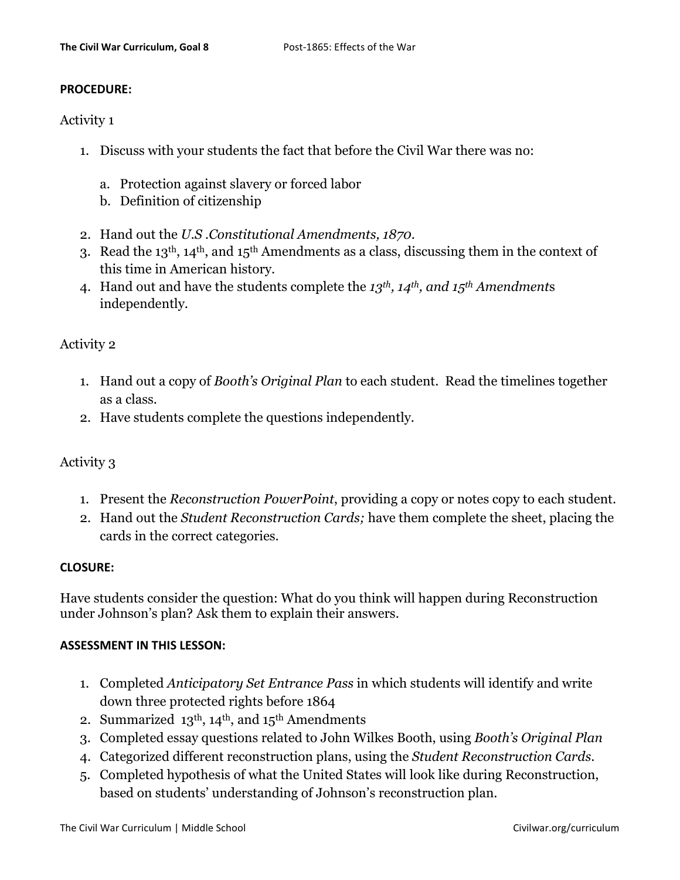**PROCEDURE:**

Activity 1

1. Discuss with your students the fact that before the Civil War there was no:

    a. Protection against slavery or forced labor
    b. Definition of citizenship

2. Hand out the *U.S .Constitutional Amendments, 1870*.
3. Read the 13th, 14th, and 15th Amendments as a class, discussing them in the context of this time in American history.
4. Hand out and have the students complete the *13th, 14th, and 15th Amendment*s independently.

Activity 2

1. Hand out a copy of *Booth's Original Plan* to each student. Read the timelines together as a class.
2. Have students complete the questions independently.

Activity 3

1. Present the *Reconstruction PowerPoint*, providing a copy or notes copy to each student.
2. Hand out the *Student Reconstruction Cards;* have them complete the sheet, placing the cards in the correct categories.

**CLOSURE:**

Have students consider the question: What do you think will happen during Reconstruction under Johnson's plan? Ask them to explain their answers.

**ASSESSMENT IN THIS LESSON:**

1. Completed *Anticipatory Set Entrance Pass* in which students will identify and write down three protected rights before 1864
2. Summarized 13th, 14th, and 15th Amendments
3. Completed essay questions related to John Wilkes Booth, using *Booth's Original Plan*
4. Categorized different reconstruction plans, using the *Student Reconstruction Cards*.
5. Completed hypothesis of what the United States will look like during Reconstruction, based on students' understanding of Johnson's reconstruction plan.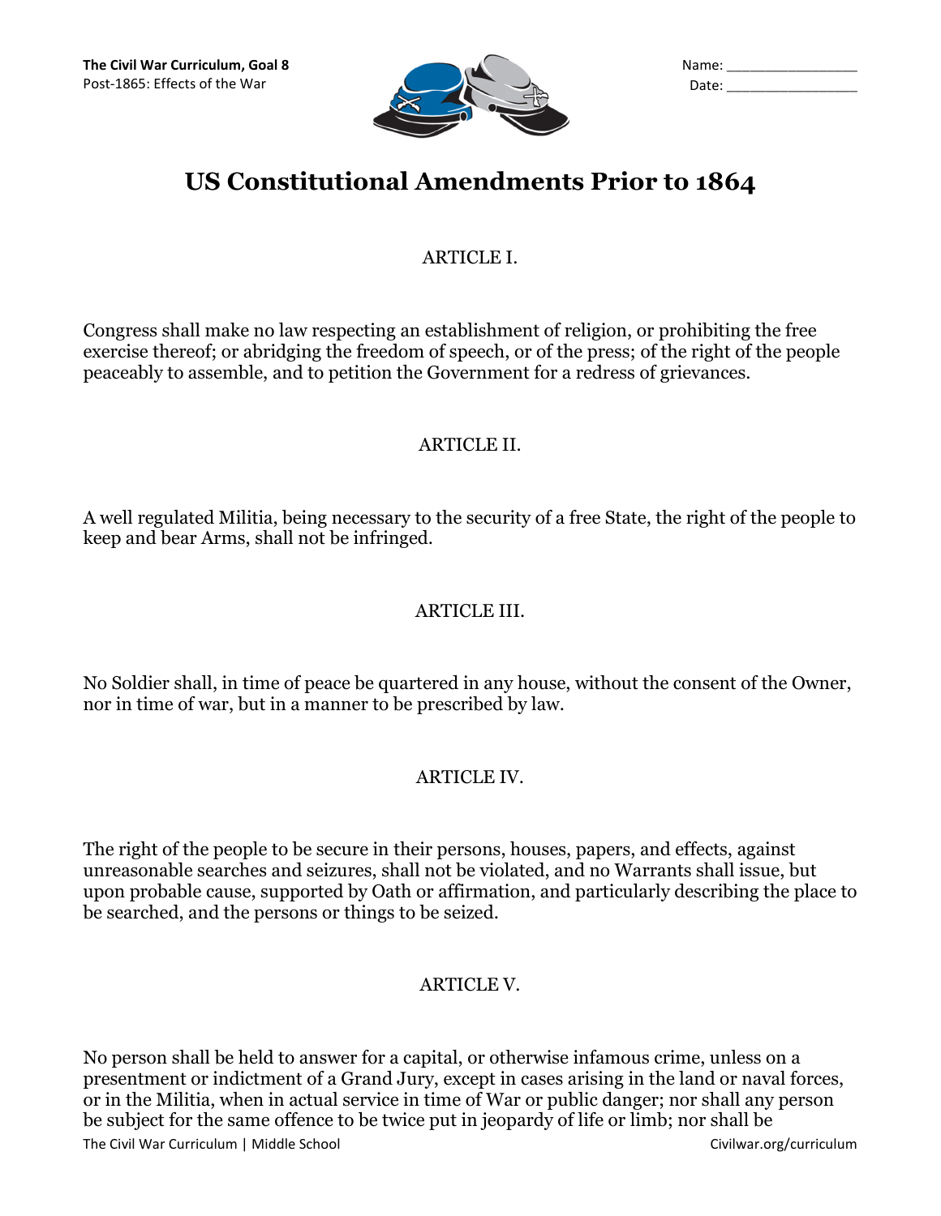# US Constitutional Amendments Prior to 1864

ARTICLE I.

Congress shall make no law respecting an establishment of religion, or prohibiting the free exercise thereof; or abridging the freedom of speech, or of the press; of the right of the people peaceably to assemble, and to petition the Government for a redress of grievances.

ARTICLE II.

A well regulated Militia, being necessary to the security of a free State, the right of the people to keep and bear Arms, shall not be infringed.

ARTICLE III.

No Soldier shall, in time of peace be quartered in any house, without the consent of the Owner, nor in time of war, but in a manner to be prescribed by law.

ARTICLE IV.

The right of the people to be secure in their persons, houses, papers, and effects, against unreasonable searches and seizures, shall not be violated, and no Warrants shall issue, but upon probable cause, supported by Oath or affirmation, and particularly describing the place to be searched, and the persons or things to be seized.

ARTICLE V.

No person shall be held to answer for a capital, or otherwise infamous crime, unless on a presentment or indictment of a Grand Jury, except in cases arising in the land or naval forces, or in the Militia, when in actual service in time of War or public danger; nor shall any person be subject for the same offence to be twice put in jeopardy of life or limb; nor shall be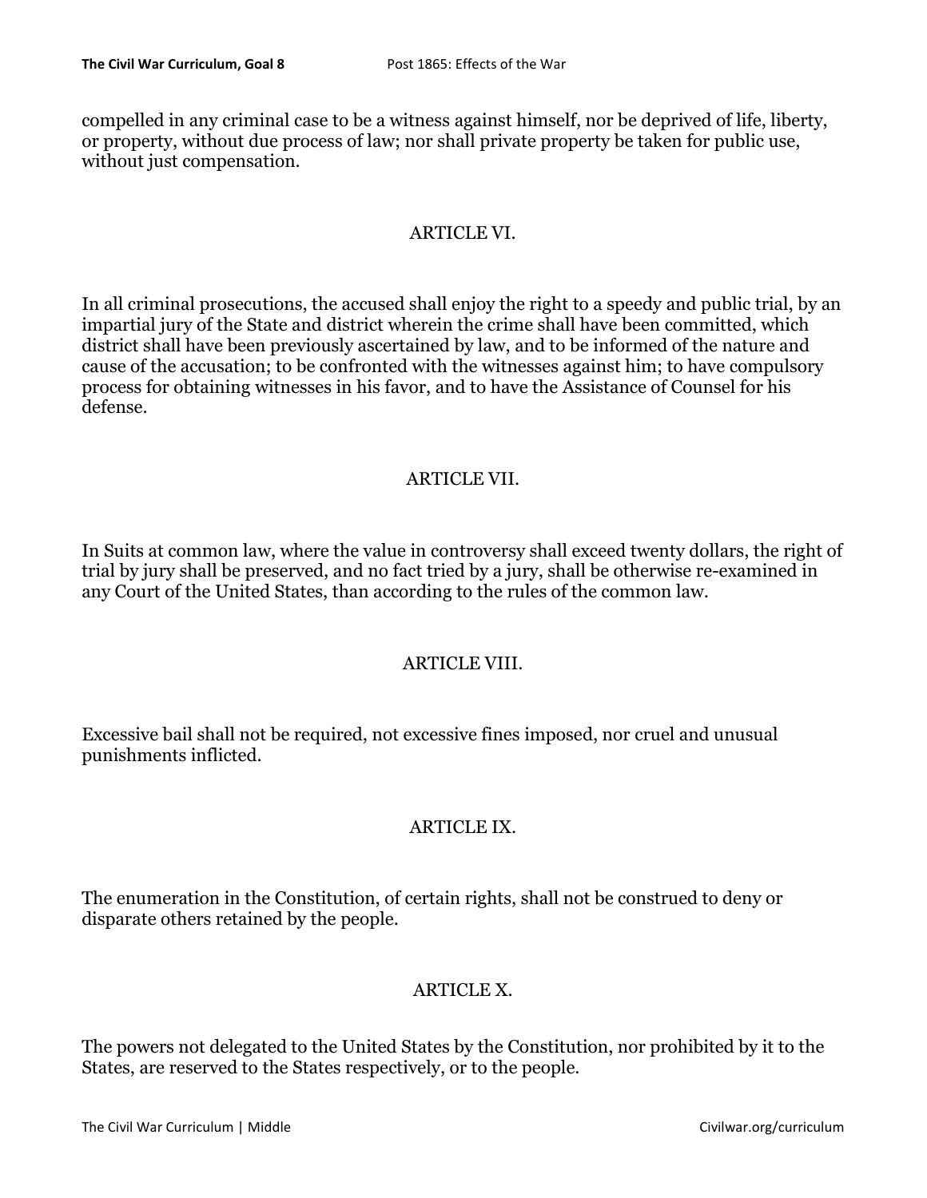compelled in any criminal case to be a witness against himself, nor be deprived of life, liberty, or property, without due process of law; nor shall private property be taken for public use, without just compensation.

## ARTICLE VI.

In all criminal prosecutions, the accused shall enjoy the right to a speedy and public trial, by an impartial jury of the State and district wherein the crime shall have been committed, which district shall have been previously ascertained by law, and to be informed of the nature and cause of the accusation; to be confronted with the witnesses against him; to have compulsory process for obtaining witnesses in his favor, and to have the Assistance of Counsel for his defense.

## ARTICLE VII.

In Suits at common law, where the value in controversy shall exceed twenty dollars, the right of trial by jury shall be preserved, and no fact tried by a jury, shall be otherwise re-examined in any Court of the United States, than according to the rules of the common law.

## ARTICLE VIII.

Excessive bail shall not be required, not excessive fines imposed, nor cruel and unusual punishments inflicted.

## ARTICLE IX.

The enumeration in the Constitution, of certain rights, shall not be construed to deny or disparate others retained by the people.

## ARTICLE X.

The powers not delegated to the United States by the Constitution, nor prohibited by it to the States, are reserved to the States respectively, or to the people.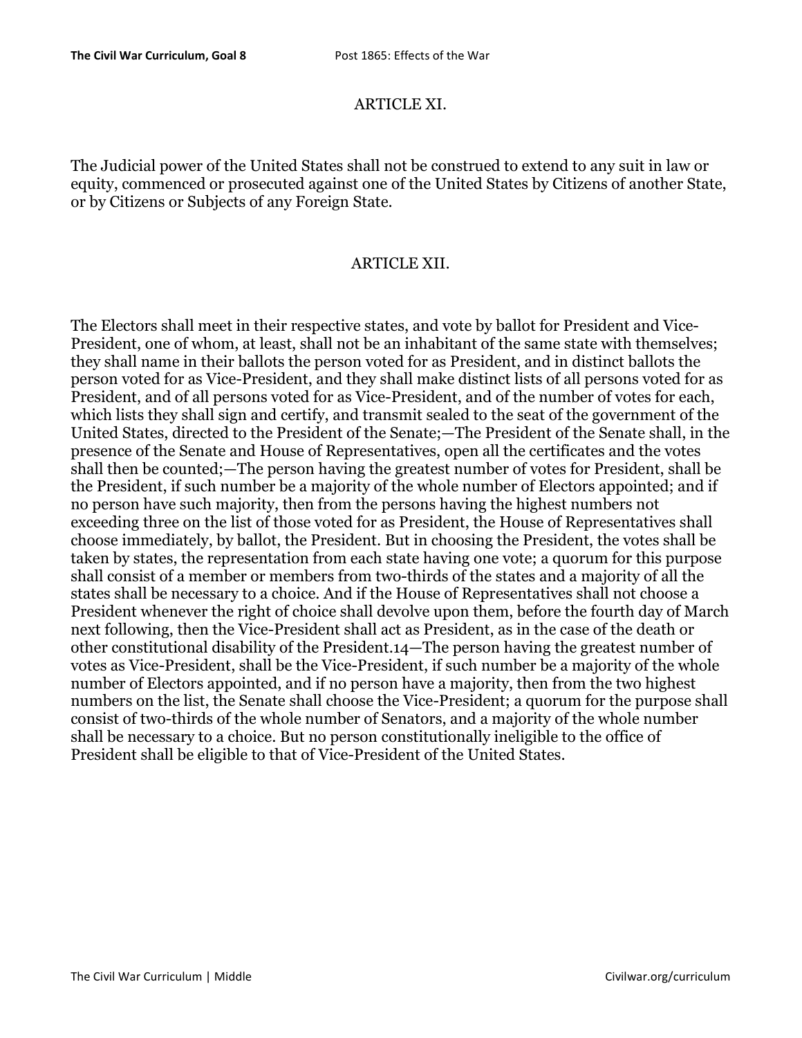## ARTICLE XI.

The Judicial power of the United States shall not be construed to extend to any suit in law or equity, commenced or prosecuted against one of the United States by Citizens of another State, or by Citizens or Subjects of any Foreign State.

## ARTICLE XII.

The Electors shall meet in their respective states, and vote by ballot for President and Vice-President, one of whom, at least, shall not be an inhabitant of the same state with themselves; they shall name in their ballots the person voted for as President, and in distinct ballots the person voted for as Vice-President, and they shall make distinct lists of all persons voted for as President, and of all persons voted for as Vice-President, and of the number of votes for each, which lists they shall sign and certify, and transmit sealed to the seat of the government of the United States, directed to the President of the Senate;—The President of the Senate shall, in the presence of the Senate and House of Representatives, open all the certificates and the votes shall then be counted;—The person having the greatest number of votes for President, shall be the President, if such number be a majority of the whole number of Electors appointed; and if no person have such majority, then from the persons having the highest numbers not exceeding three on the list of those voted for as President, the House of Representatives shall choose immediately, by ballot, the President. But in choosing the President, the votes shall be taken by states, the representation from each state having one vote; a quorum for this purpose shall consist of a member or members from two-thirds of the states and a majority of all the states shall be necessary to a choice. And if the House of Representatives shall not choose a President whenever the right of choice shall devolve upon them, before the fourth day of March next following, then the Vice-President shall act as President, as in the case of the death or other constitutional disability of the President.[14]—The person having the greatest number of votes as Vice-President, shall be the Vice-President, if such number be a majority of the whole number of Electors appointed, and if no person have a majority, then from the two highest numbers on the list, the Senate shall choose the Vice-President; a quorum for the purpose shall consist of two-thirds of the whole number of Senators, and a majority of the whole number shall be necessary to a choice. But no person constitutionally ineligible to the office of President shall be eligible to that of Vice-President of the United States.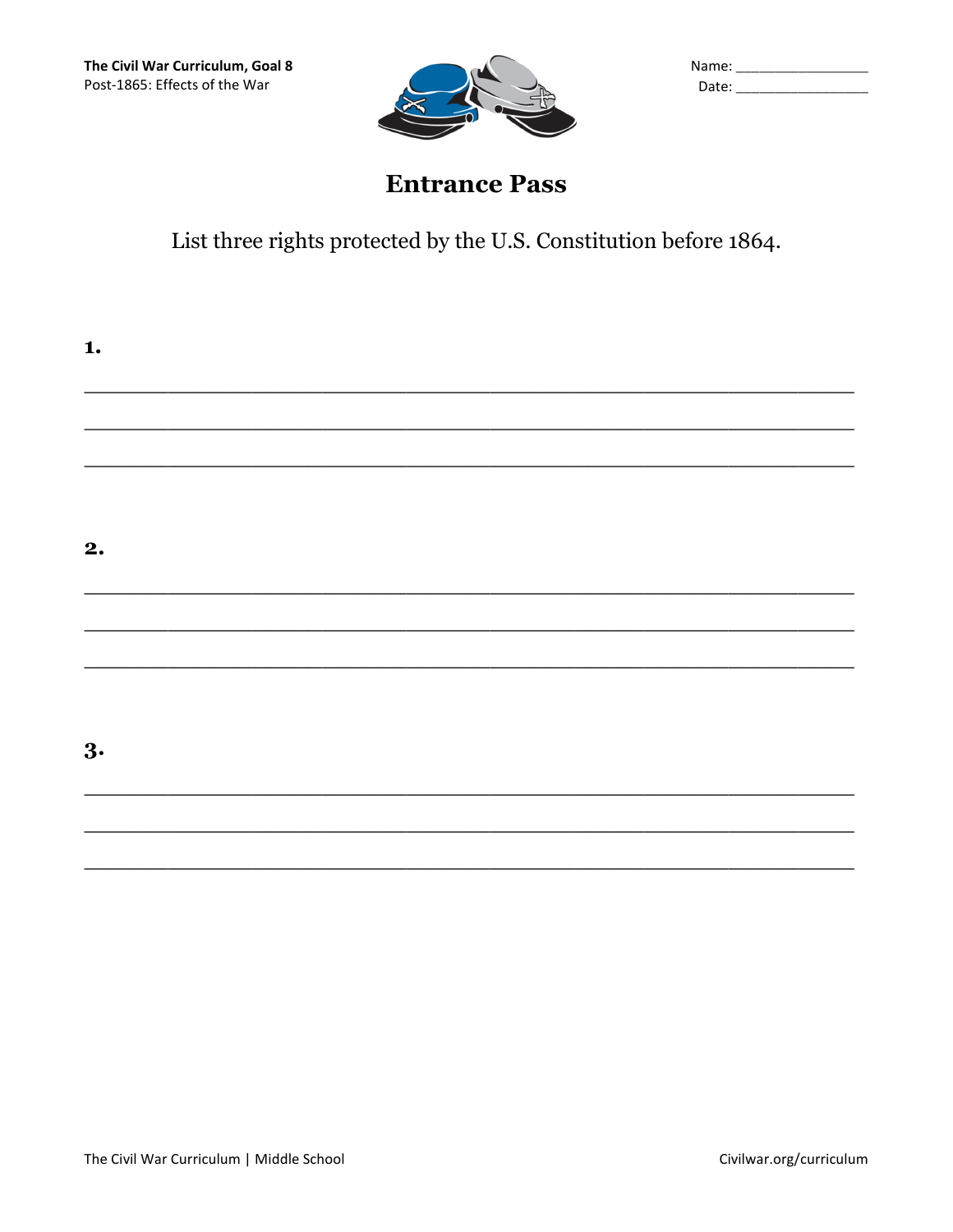The Civil War Curriculum, Goal 8
Post-1865: Effects of the War

Name: ___________________
Date: ___________________

# Entrance Pass

List three rights protected by the U.S. Constitution before 1864.

**1.**

______________________________________________________________________

______________________________________________________________________

______________________________________________________________________

**2.**

______________________________________________________________________

______________________________________________________________________

______________________________________________________________________

**3.**

______________________________________________________________________

______________________________________________________________________

______________________________________________________________________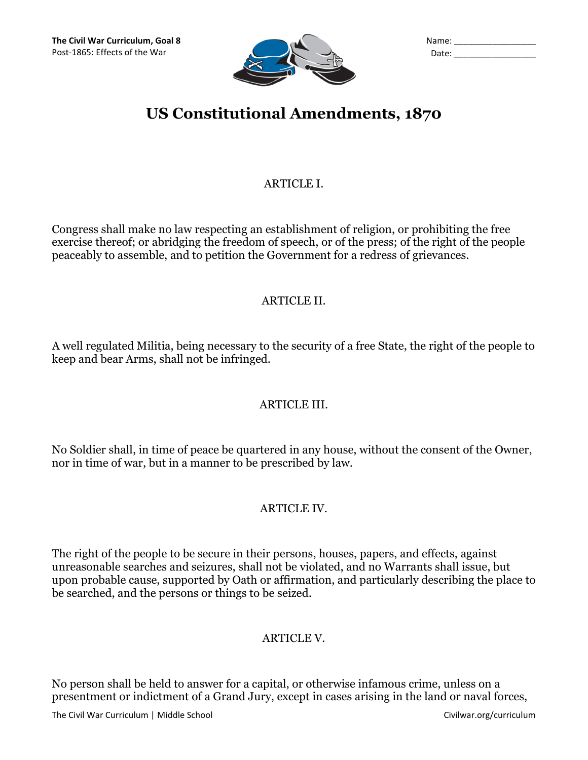# US Constitutional Amendments, 1870

ARTICLE I.

Congress shall make no law respecting an establishment of religion, or prohibiting the free exercise thereof; or abridging the freedom of speech, or of the press; of the right of the people peaceably to assemble, and to petition the Government for a redress of grievances.

ARTICLE II.

A well regulated Militia, being necessary to the security of a free State, the right of the people to keep and bear Arms, shall not be infringed.

ARTICLE III.

No Soldier shall, in time of peace be quartered in any house, without the consent of the Owner, nor in time of war, but in a manner to be prescribed by law.

ARTICLE IV.

The right of the people to be secure in their persons, houses, papers, and effects, against unreasonable searches and seizures, shall not be violated, and no Warrants shall issue, but upon probable cause, supported by Oath or affirmation, and particularly describing the place to be searched, and the persons or things to be seized.

ARTICLE V.

No person shall be held to answer for a capital, or otherwise infamous crime, unless on a presentment or indictment of a Grand Jury, except in cases arising in the land or naval forces,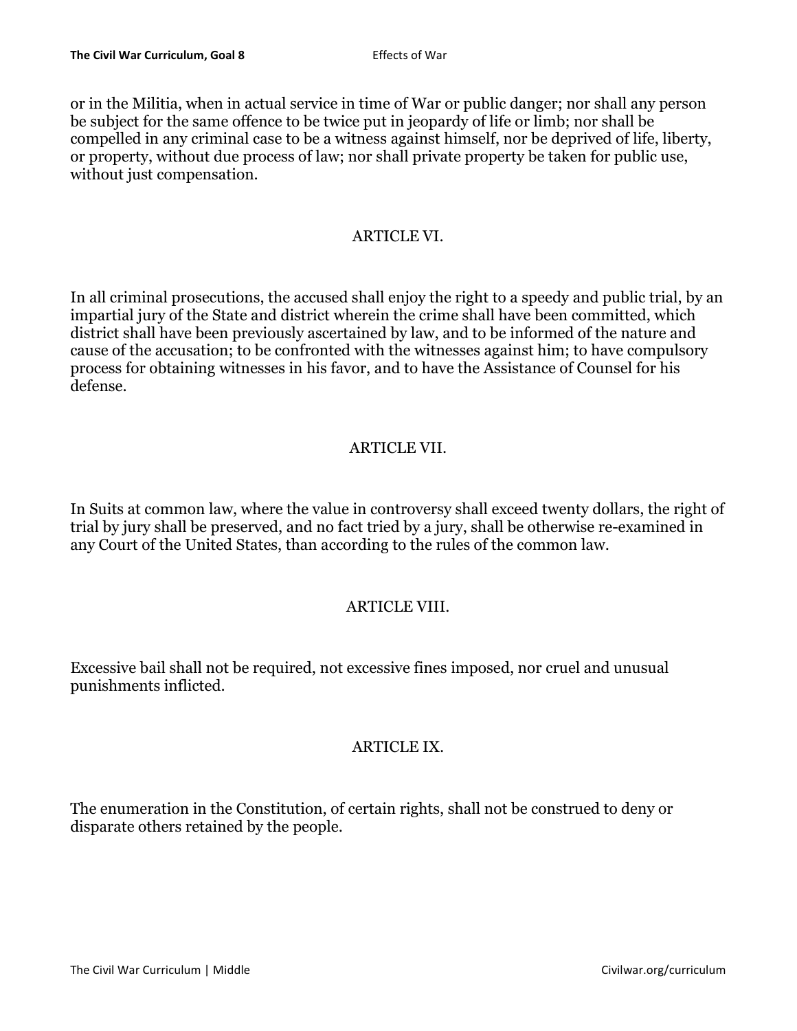or in the Militia, when in actual service in time of War or public danger; nor shall any person be subject for the same offence to be twice put in jeopardy of life or limb; nor shall be compelled in any criminal case to be a witness against himself, nor be deprived of life, liberty, or property, without due process of law; nor shall private property be taken for public use, without just compensation.

## ARTICLE VI.

In all criminal prosecutions, the accused shall enjoy the right to a speedy and public trial, by an impartial jury of the State and district wherein the crime shall have been committed, which district shall have been previously ascertained by law, and to be informed of the nature and cause of the accusation; to be confronted with the witnesses against him; to have compulsory process for obtaining witnesses in his favor, and to have the Assistance of Counsel for his defense.

## ARTICLE VII.

In Suits at common law, where the value in controversy shall exceed twenty dollars, the right of trial by jury shall be preserved, and no fact tried by a jury, shall be otherwise re-examined in any Court of the United States, than according to the rules of the common law.

## ARTICLE VIII.

Excessive bail shall not be required, not excessive fines imposed, nor cruel and unusual punishments inflicted.

## ARTICLE IX.

The enumeration in the Constitution, of certain rights, shall not be construed to deny or disparate others retained by the people.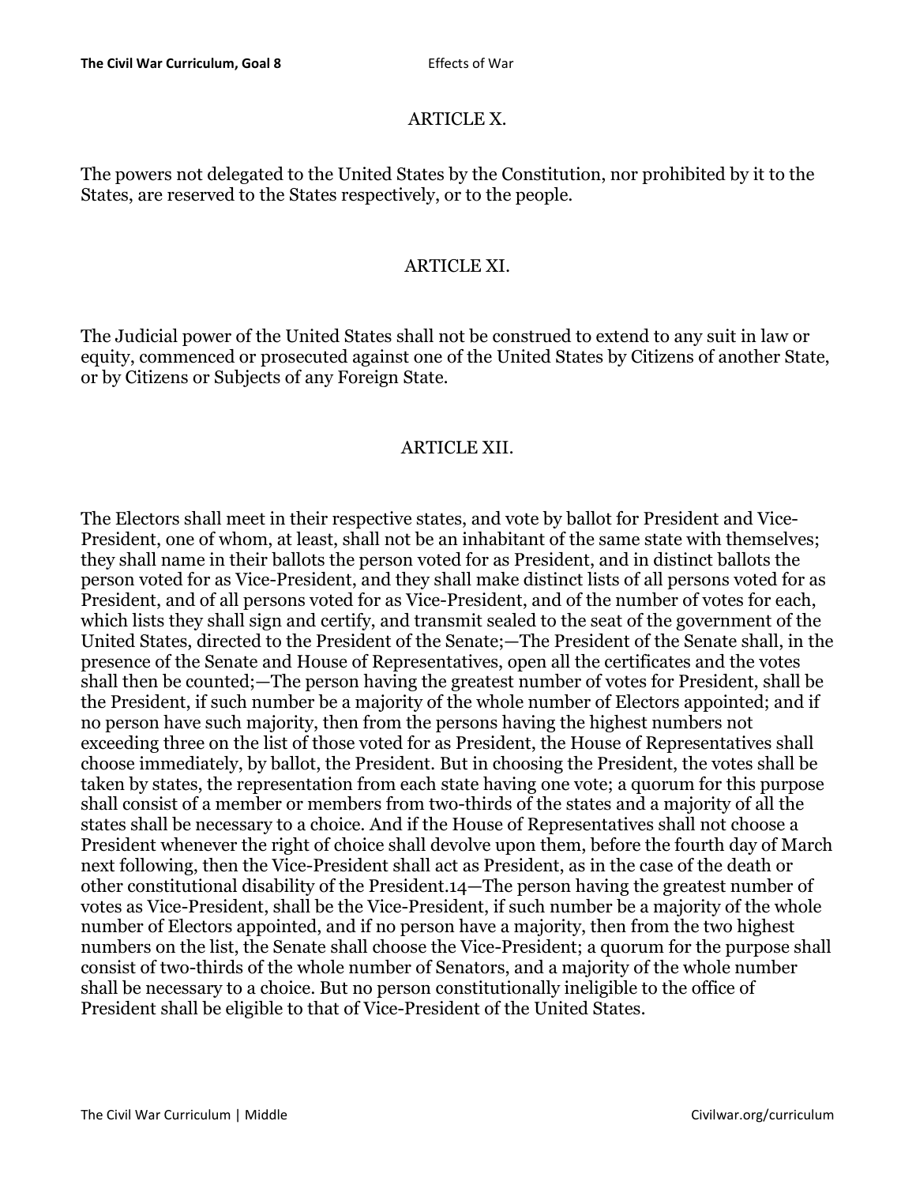## ARTICLE X.

The powers not delegated to the United States by the Constitution, nor prohibited by it to the States, are reserved to the States respectively, or to the people.

## ARTICLE XI.

The Judicial power of the United States shall not be construed to extend to any suit in law or equity, commenced or prosecuted against one of the United States by Citizens of another State, or by Citizens or Subjects of any Foreign State.

## ARTICLE XII.

The Electors shall meet in their respective states, and vote by ballot for President and Vice-President, one of whom, at least, shall not be an inhabitant of the same state with themselves; they shall name in their ballots the person voted for as President, and in distinct ballots the person voted for as Vice-President, and they shall make distinct lists of all persons voted for as President, and of all persons voted for as Vice-President, and of the number of votes for each, which lists they shall sign and certify, and transmit sealed to the seat of the government of the United States, directed to the President of the Senate;—The President of the Senate shall, in the presence of the Senate and House of Representatives, open all the certificates and the votes shall then be counted;—The person having the greatest number of votes for President, shall be the President, if such number be a majority of the whole number of Electors appointed; and if no person have such majority, then from the persons having the highest numbers not exceeding three on the list of those voted for as President, the House of Representatives shall choose immediately, by ballot, the President. But in choosing the President, the votes shall be taken by states, the representation from each state having one vote; a quorum for this purpose shall consist of a member or members from two-thirds of the states and a majority of all the states shall be necessary to a choice. And if the House of Representatives shall not choose a President whenever the right of choice shall devolve upon them, before the fourth day of March next following, then the Vice-President shall act as President, as in the case of the death or other constitutional disability of the President.[14]—The person having the greatest number of votes as Vice-President, shall be the Vice-President, if such number be a majority of the whole number of Electors appointed, and if no person have a majority, then from the two highest numbers on the list, the Senate shall choose the Vice-President; a quorum for the purpose shall consist of two-thirds of the whole number of Senators, and a majority of the whole number shall be necessary to a choice. But no person constitutionally ineligible to the office of President shall be eligible to that of Vice-President of the United States.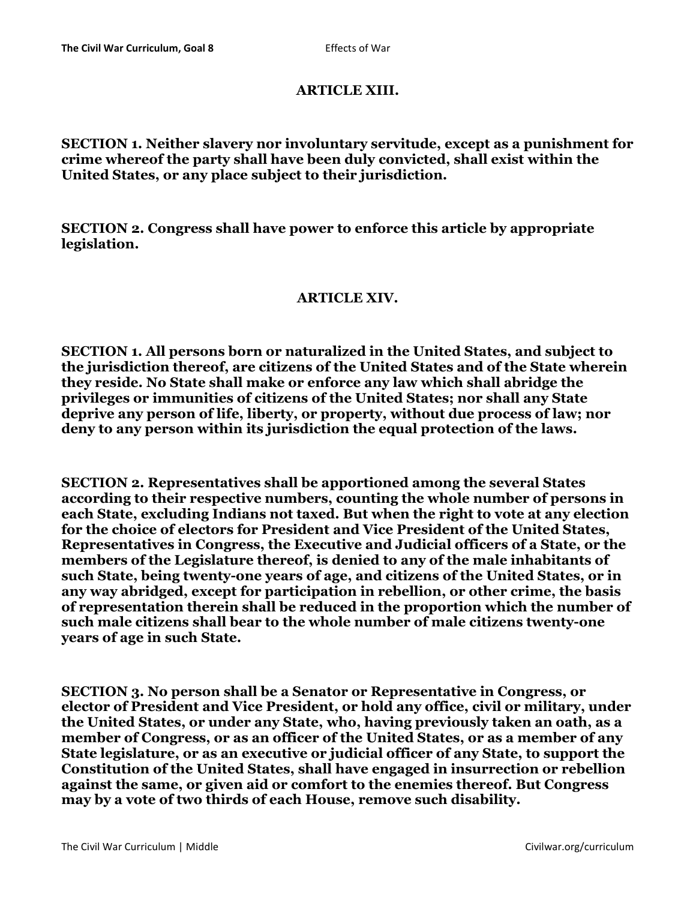## ARTICLE XIII.

**SECTION 1. Neither slavery nor involuntary servitude, except as a punishment for crime whereof the party shall have been duly convicted, shall exist within the United States, or any place subject to their jurisdiction.**

**SECTION 2. Congress shall have power to enforce this article by appropriate legislation.**

## ARTICLE XIV.

**SECTION 1. All persons born or naturalized in the United States, and subject to the jurisdiction thereof, are citizens of the United States and of the State wherein they reside. No State shall make or enforce any law which shall abridge the privileges or immunities of citizens of the United States; nor shall any State deprive any person of life, liberty, or property, without due process of law; nor deny to any person within its jurisdiction the equal protection of the laws.**

**SECTION 2. Representatives shall be apportioned among the several States according to their respective numbers, counting the whole number of persons in each State, excluding Indians not taxed. But when the right to vote at any election for the choice of electors for President and Vice President of the United States, Representatives in Congress, the Executive and Judicial officers of a State, or the members of the Legislature thereof, is denied to any of the male inhabitants of such State, being twenty-one years of age, and citizens of the United States, or in any way abridged, except for participation in rebellion, or other crime, the basis of representation therein shall be reduced in the proportion which the number of such male citizens shall bear to the whole number of male citizens twenty-one years of age in such State.**

**SECTION 3. No person shall be a Senator or Representative in Congress, or elector of President and Vice President, or hold any office, civil or military, under the United States, or under any State, who, having previously taken an oath, as a member of Congress, or as an officer of the United States, or as a member of any State legislature, or as an executive or judicial officer of any State, to support the Constitution of the United States, shall have engaged in insurrection or rebellion against the same, or given aid or comfort to the enemies thereof. But Congress may by a vote of two thirds of each House, remove such disability.**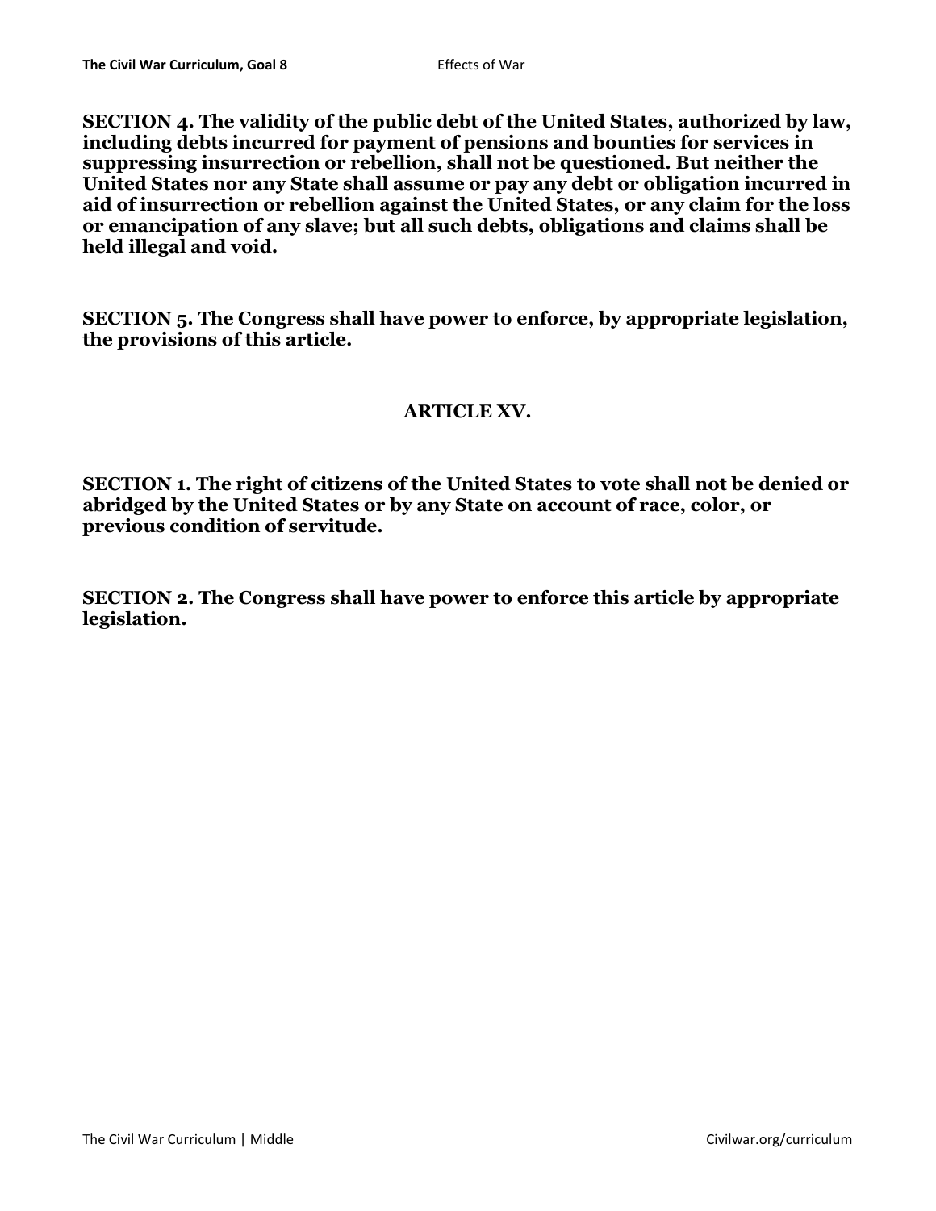**SECTION 4. The validity of the public debt of the United States, authorized by law, including debts incurred for payment of pensions and bounties for services in suppressing insurrection or rebellion, shall not be questioned. But neither the United States nor any State shall assume or pay any debt or obligation incurred in aid of insurrection or rebellion against the United States, or any claim for the loss or emancipation of any slave; but all such debts, obligations and claims shall be held illegal and void.**

**SECTION 5. The Congress shall have power to enforce, by appropriate legislation, the provisions of this article.**

## ARTICLE XV.

**SECTION 1. The right of citizens of the United States to vote shall not be denied or abridged by the United States or by any State on account of race, color, or previous condition of servitude.**

**SECTION 2. The Congress shall have power to enforce this article by appropriate legislation.**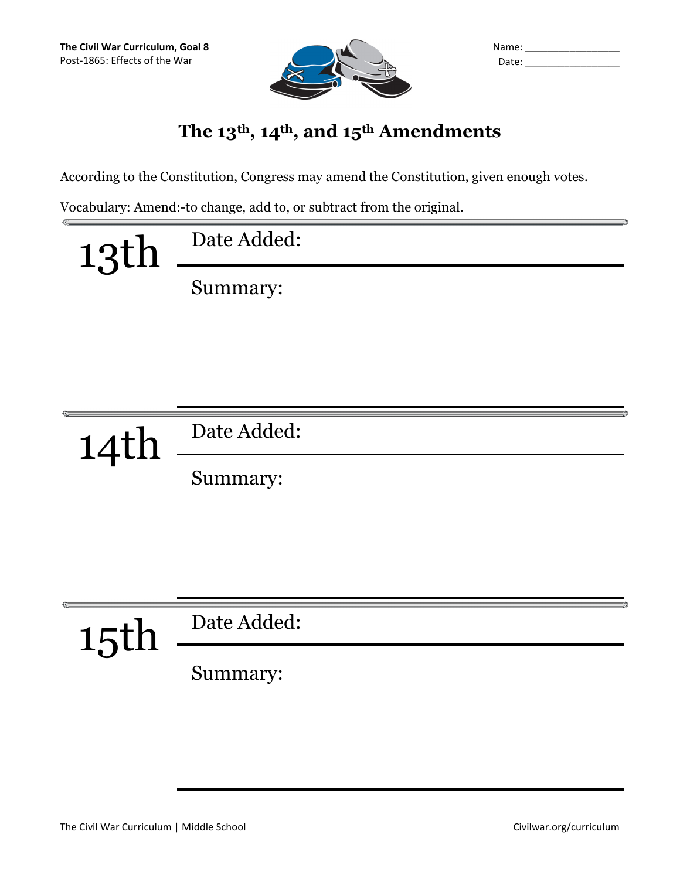# The 13th, 14th, and 15th Amendments

According to the Constitution, Congress may amend the Constitution, given enough votes.

Vocabulary: Amend:-to change, add to, or subtract from the original.

---

## 13th

Date Added:

Summary:

---

## 14th

Date Added:

Summary:

---

## 15th

Date Added:

Summary: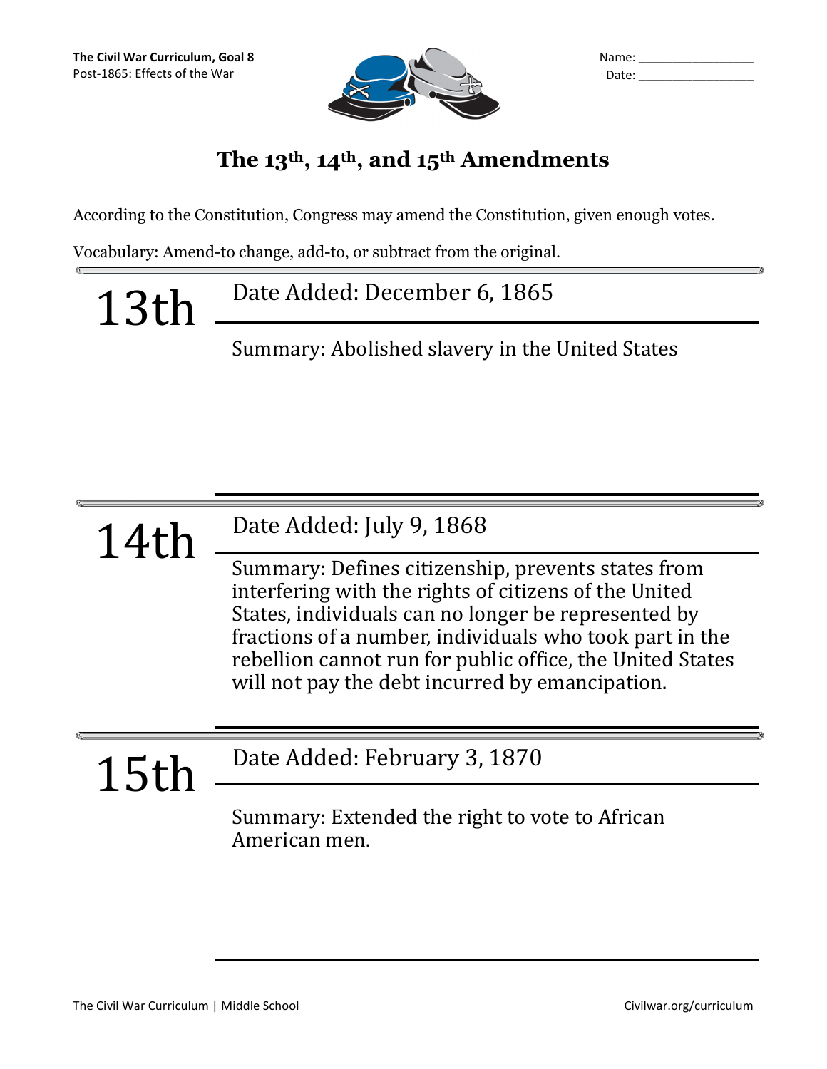The Civil War Curriculum, Goal 8
Post-1865: Effects of the War

Name: ____________________
Date: ____________________

# The 13th, 14th, and 15th Amendments

According to the Constitution, Congress may amend the Constitution, given enough votes.

Vocabulary: Amend-to change, add-to, or subtract from the original.

---

## 13th

Date Added: December 6, 1865

Summary: Abolished slavery in the United States

---

## 14th

Date Added: July 9, 1868

Summary: Defines citizenship, prevents states from interfering with the rights of citizens of the United States, individuals can no longer be represented by fractions of a number, individuals who took part in the rebellion cannot run for public office, the United States will not pay the debt incurred by emancipation.

---

## 15th

Date Added: February 3, 1870

Summary: Extended the right to vote to African American men.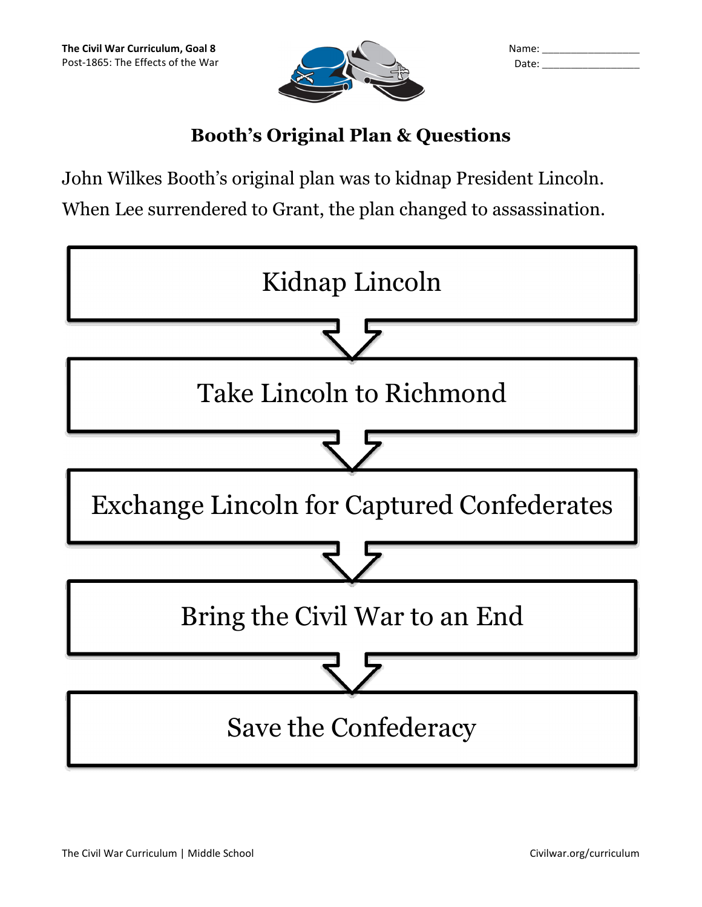## Booth's Original Plan & Questions

John Wilkes Booth's original plan was to kidnap President Lincoln. When Lee surrendered to Grant, the plan changed to assassination.

1. Kidnap Lincoln
2. Take Lincoln to Richmond
3. Exchange Lincoln for Captured Confederates
4. Bring the Civil War to an End
5. Save the Confederacy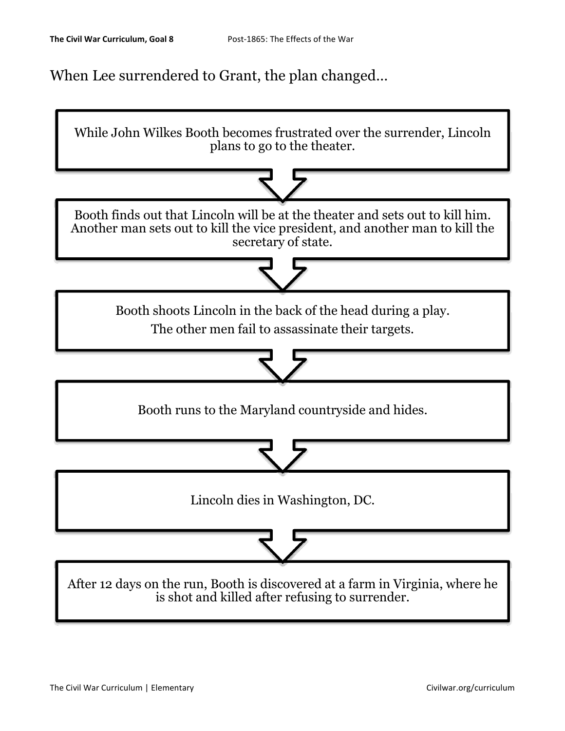When Lee surrendered to Grant, the plan changed…

While John Wilkes Booth becomes frustrated over the surrender, Lincoln plans to go to the theater.

↓

Booth finds out that Lincoln will be at the theater and sets out to kill him. Another man sets out to kill the vice president, and another man to kill the secretary of state.

↓

Booth shoots Lincoln in the back of the head during a play.
The other men fail to assassinate their targets.

↓

Booth runs to the Maryland countryside and hides.

↓

Lincoln dies in Washington, DC.

↓

After 12 days on the run, Booth is discovered at a farm in Virginia, where he is shot and killed after refusing to surrender.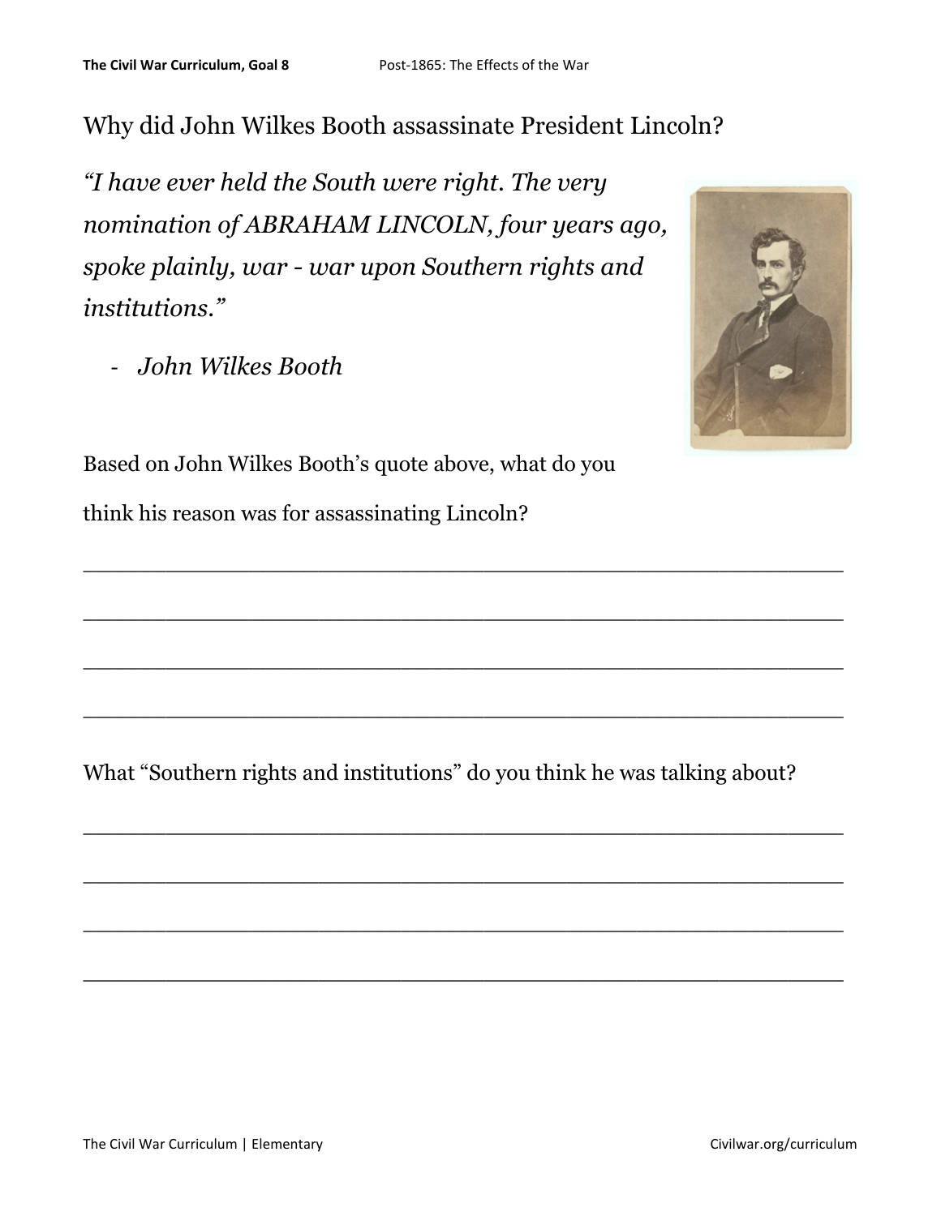## Why did John Wilkes Booth assassinate President Lincoln?

*"I have ever held the South were right. The very nomination of ABRAHAM LINCOLN, four years ago, spoke plainly, war - war upon Southern rights and institutions."*

- *John Wilkes Booth*

Based on John Wilkes Booth's quote above, what do you think his reason was for assassinating Lincoln?

\_\_\_\_\_\_\_\_\_\_\_\_\_\_\_\_\_\_\_\_\_\_\_\_\_\_\_\_\_\_\_\_\_\_\_\_\_\_\_\_\_\_\_\_\_\_\_\_\_\_\_\_\_\_\_\_

\_\_\_\_\_\_\_\_\_\_\_\_\_\_\_\_\_\_\_\_\_\_\_\_\_\_\_\_\_\_\_\_\_\_\_\_\_\_\_\_\_\_\_\_\_\_\_\_\_\_\_\_\_\_\_\_

\_\_\_\_\_\_\_\_\_\_\_\_\_\_\_\_\_\_\_\_\_\_\_\_\_\_\_\_\_\_\_\_\_\_\_\_\_\_\_\_\_\_\_\_\_\_\_\_\_\_\_\_\_\_\_\_

\_\_\_\_\_\_\_\_\_\_\_\_\_\_\_\_\_\_\_\_\_\_\_\_\_\_\_\_\_\_\_\_\_\_\_\_\_\_\_\_\_\_\_\_\_\_\_\_\_\_\_\_\_\_\_\_

What "Southern rights and institutions" do you think he was talking about?

\_\_\_\_\_\_\_\_\_\_\_\_\_\_\_\_\_\_\_\_\_\_\_\_\_\_\_\_\_\_\_\_\_\_\_\_\_\_\_\_\_\_\_\_\_\_\_\_\_\_\_\_\_\_\_\_

\_\_\_\_\_\_\_\_\_\_\_\_\_\_\_\_\_\_\_\_\_\_\_\_\_\_\_\_\_\_\_\_\_\_\_\_\_\_\_\_\_\_\_\_\_\_\_\_\_\_\_\_\_\_\_\_

\_\_\_\_\_\_\_\_\_\_\_\_\_\_\_\_\_\_\_\_\_\_\_\_\_\_\_\_\_\_\_\_\_\_\_\_\_\_\_\_\_\_\_\_\_\_\_\_\_\_\_\_\_\_\_\_

\_\_\_\_\_\_\_\_\_\_\_\_\_\_\_\_\_\_\_\_\_\_\_\_\_\_\_\_\_\_\_\_\_\_\_\_\_\_\_\_\_\_\_\_\_\_\_\_\_\_\_\_\_\_\_\_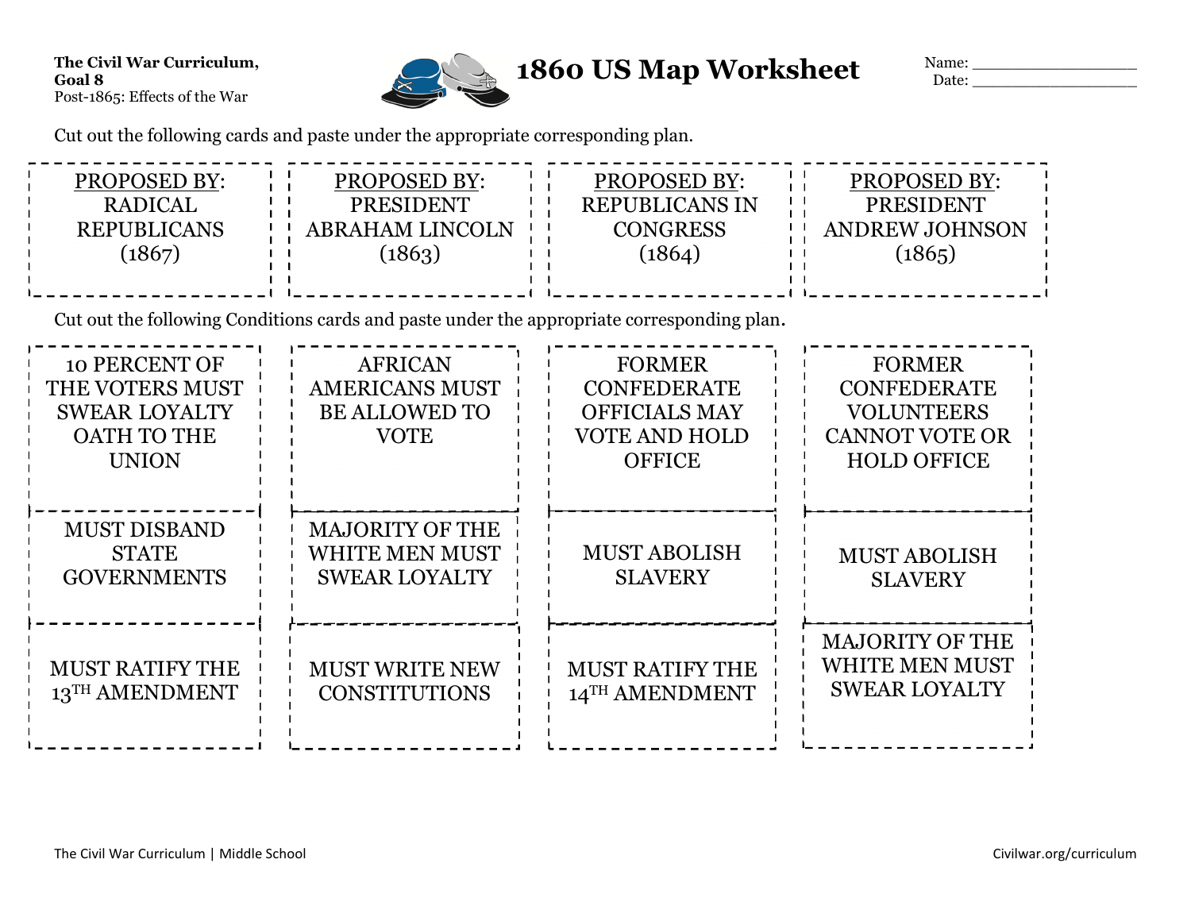**The Civil War Curriculum, Goal 8**
Post-1865: Effects of the War

# 1860 US Map Worksheet

Name: ___________________
Date: ___________________

Cut out the following cards and paste under the appropriate corresponding plan.

| | | | |
|---|---|---|---|
| PROPOSED BY: RADICAL REPUBLICANS (1867) | PROPOSED BY: PRESIDENT ABRAHAM LINCOLN (1863) | PROPOSED BY: REPUBLICANS IN CONGRESS (1864) | PROPOSED BY: PRESIDENT ANDREW JOHNSON (1865) |

Cut out the following Conditions cards and paste under the appropriate corresponding plan.

| | | | |
|---|---|---|---|
| 10 PERCENT OF THE VOTERS MUST SWEAR LOYALTY OATH TO THE UNION | AFRICAN AMERICANS MUST BE ALLOWED TO VOTE | FORMER CONFEDERATE OFFICIALS MAY VOTE AND HOLD OFFICE | FORMER CONFEDERATE VOLUNTEERS CANNOT VOTE OR HOLD OFFICE |
| MUST DISBAND STATE GOVERNMENTS | MAJORITY OF THE WHITE MEN MUST SWEAR LOYALTY | MUST ABOLISH SLAVERY | MUST ABOLISH SLAVERY |
| MUST RATIFY THE 13TH AMENDMENT | MUST WRITE NEW CONSTITUTIONS | MUST RATIFY THE 14TH AMENDMENT | MAJORITY OF THE WHITE MEN MUST SWEAR LOYALTY |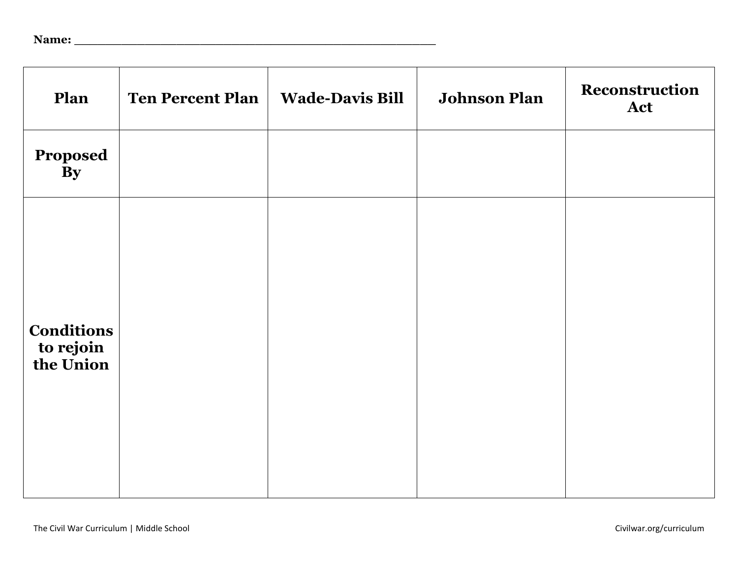Name: ___________________________________________________

| Plan | Ten Percent Plan | Wade-Davis Bill | Johnson Plan | Reconstruction Act |
|---|---|---|---|---|
| **Proposed By** | | | | |
| **Conditions to rejoin the Union** | | | | |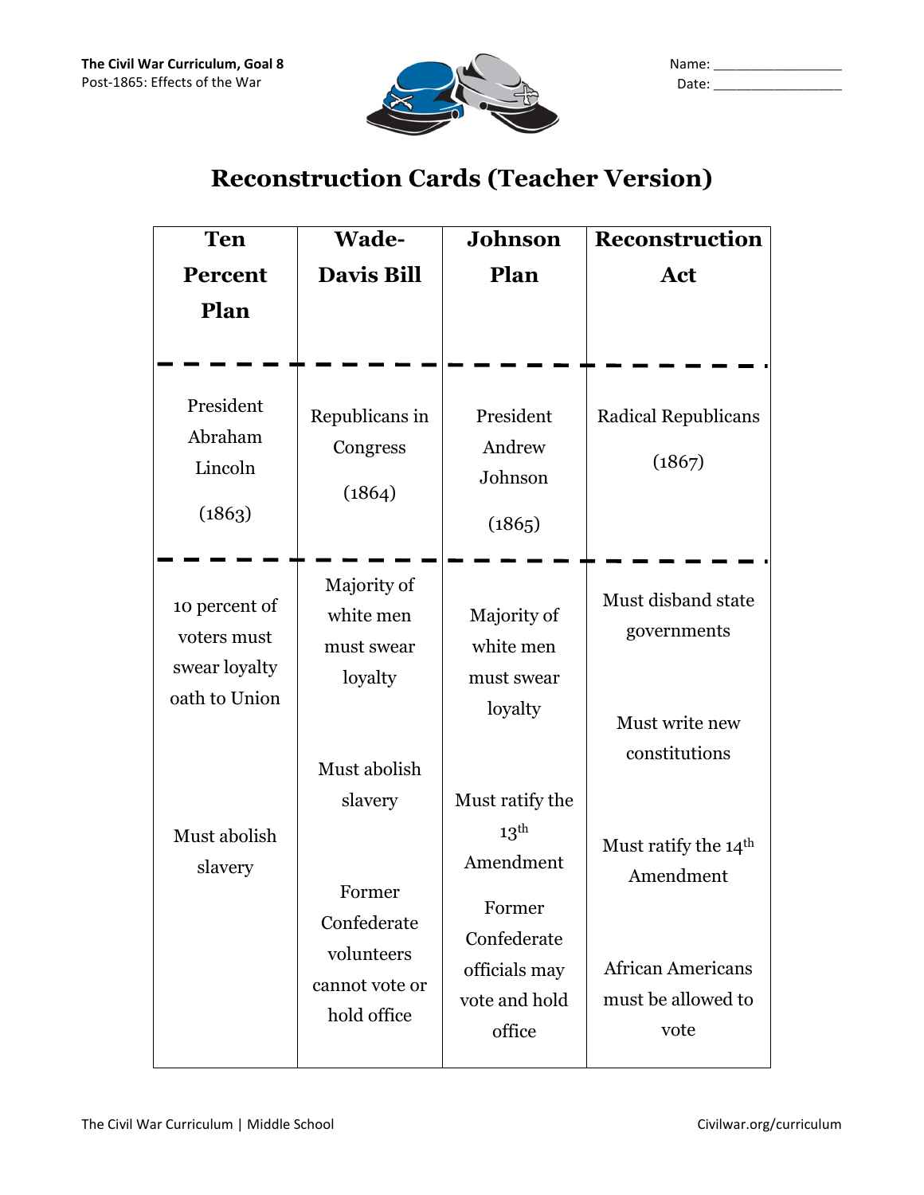The Civil War Curriculum, Goal 8
Post-1865: Effects of the War

Name: ___________________
Date: ___________________

# Reconstruction Cards (Teacher Version)

| Ten Percent Plan | Wade-Davis Bill | Johnson Plan | Reconstruction Act |
|---|---|---|---|
| President Abraham Lincoln (1863) | Republicans in Congress (1864) | President Andrew Johnson (1865) | Radical Republicans (1867) |
| 10 percent of voters must swear loyalty oath to Union<br><br>Must abolish slavery | Majority of white men must swear loyalty<br><br>Must abolish slavery<br><br>Former Confederate volunteers cannot vote or hold office | Majority of white men must swear loyalty<br><br>Must ratify the 13th Amendment<br><br>Former Confederate officials may vote and hold office | Must disband state governments<br><br>Must write new constitutions<br><br>Must ratify the 14th Amendment<br><br>African Americans must be allowed to vote |